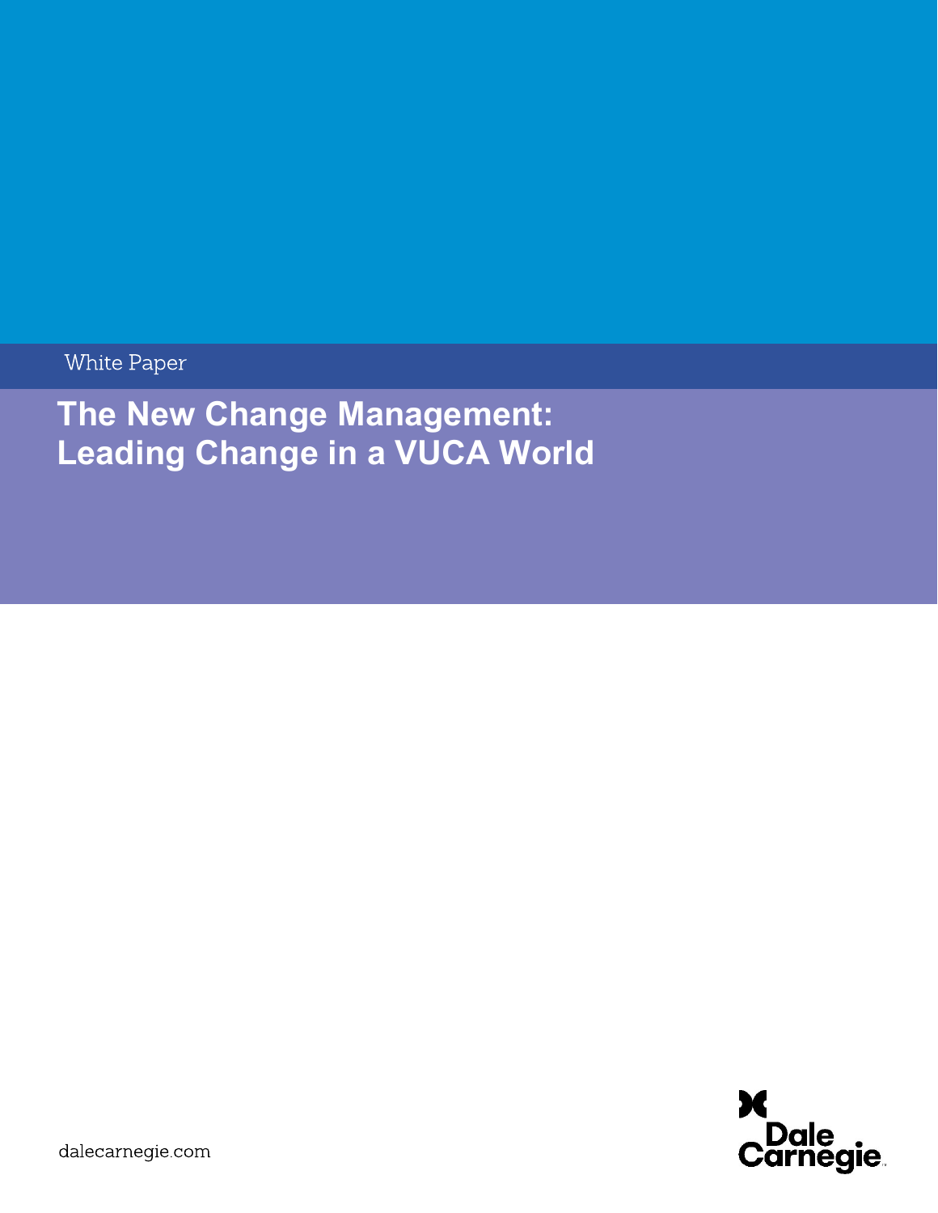White Paper

# The New Change Management: Leading Change in a VUCA World

dalecarnegie.com

Dale Carnegie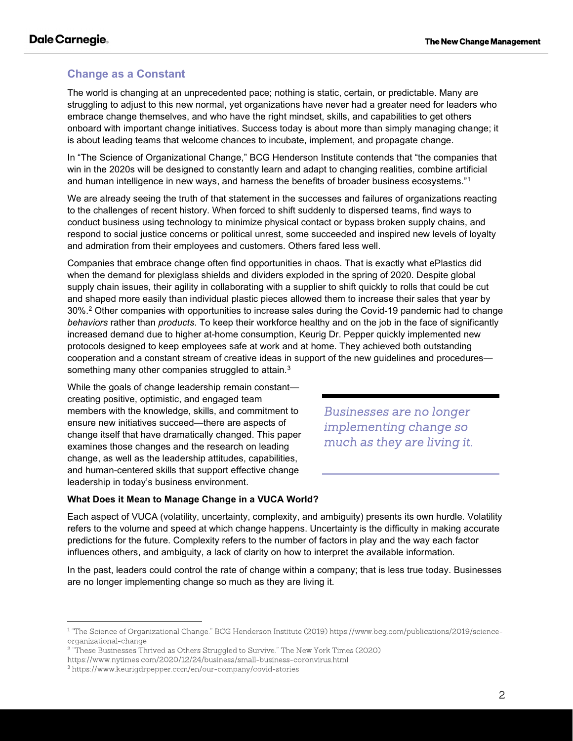## Change as a Constant

The world is changing at an unprecedented pace; nothing is static, certain, or predictable. Many are struggling to adjust to this new normal, yet organizations have never had a greater need for leaders who embrace change themselves, and who have the right mindset, skills, and capabilities to get others onboard with important change initiatives. Success today is about more than simply managing change; it is about leading teams that welcome chances to incubate, implement, and propagate change.

In "The Science of Organizational Change," BCG Henderson Institute contends that "the companies that win in the 2020s will be designed to constantly learn and adapt to changing realities, combine artificial and human intelligence in new ways, and harness the benefits of broader business ecosystems."[1]

We are already seeing the truth of that statement in the successes and failures of organizations reacting to the challenges of recent history. When forced to shift suddenly to dispersed teams, find ways to conduct business using technology to minimize physical contact or bypass broken supply chains, and respond to social justice concerns or political unrest, some succeeded and inspired new levels of loyalty and admiration from their employees and customers. Others fared less well.

Companies that embrace change often find opportunities in chaos. That is exactly what ePlastics did when the demand for plexiglass shields and dividers exploded in the spring of 2020. Despite global supply chain issues, their agility in collaborating with a supplier to shift quickly to rolls that could be cut and shaped more easily than individual plastic pieces allowed them to increase their sales that year by 30%.[2] Other companies with opportunities to increase sales during the Covid-19 pandemic had to change *behaviors* rather than *products*. To keep their workforce healthy and on the job in the face of significantly increased demand due to higher at-home consumption, Keurig Dr. Pepper quickly implemented new protocols designed to keep employees safe at work and at home. They achieved both outstanding cooperation and a constant stream of creative ideas in support of the new guidelines and procedures—something many other companies struggled to attain.[3]

While the goals of change leadership remain constant—creating positive, optimistic, and engaged team members with the knowledge, skills, and commitment to ensure new initiatives succeed—there are aspects of change itself that have dramatically changed. This paper examines those changes and the research on leading change, as well as the leadership attitudes, capabilities, and human-centered skills that support effective change leadership in today's business environment.

> *Businesses are no longer implementing change so much as they are living it.*

**What Does it Mean to Manage Change in a VUCA World?**

Each aspect of VUCA (volatility, uncertainty, complexity, and ambiguity) presents its own hurdle. Volatility refers to the volume and speed at which change happens. Uncertainty is the difficulty in making accurate predictions for the future. Complexity refers to the number of factors in play and the way each factor influences others, and ambiguity, a lack of clarity on how to interpret the available information.

In the past, leaders could control the rate of change within a company; that is less true today. Businesses are no longer implementing change so much as they are living it.

---

[1] "The Science of Organizational Change." BCG Henderson Institute (2019) https://www.bcg.com/publications/2019/science-organizational-change

[2] "These Businesses Thrived as Others Struggled to Survive." The New York Times (2020) https://www.nytimes.com/2020/12/24/business/small-business-coronvirus.html

[3] https://www.keurigdrpepper.com/en/our-company/covid-stories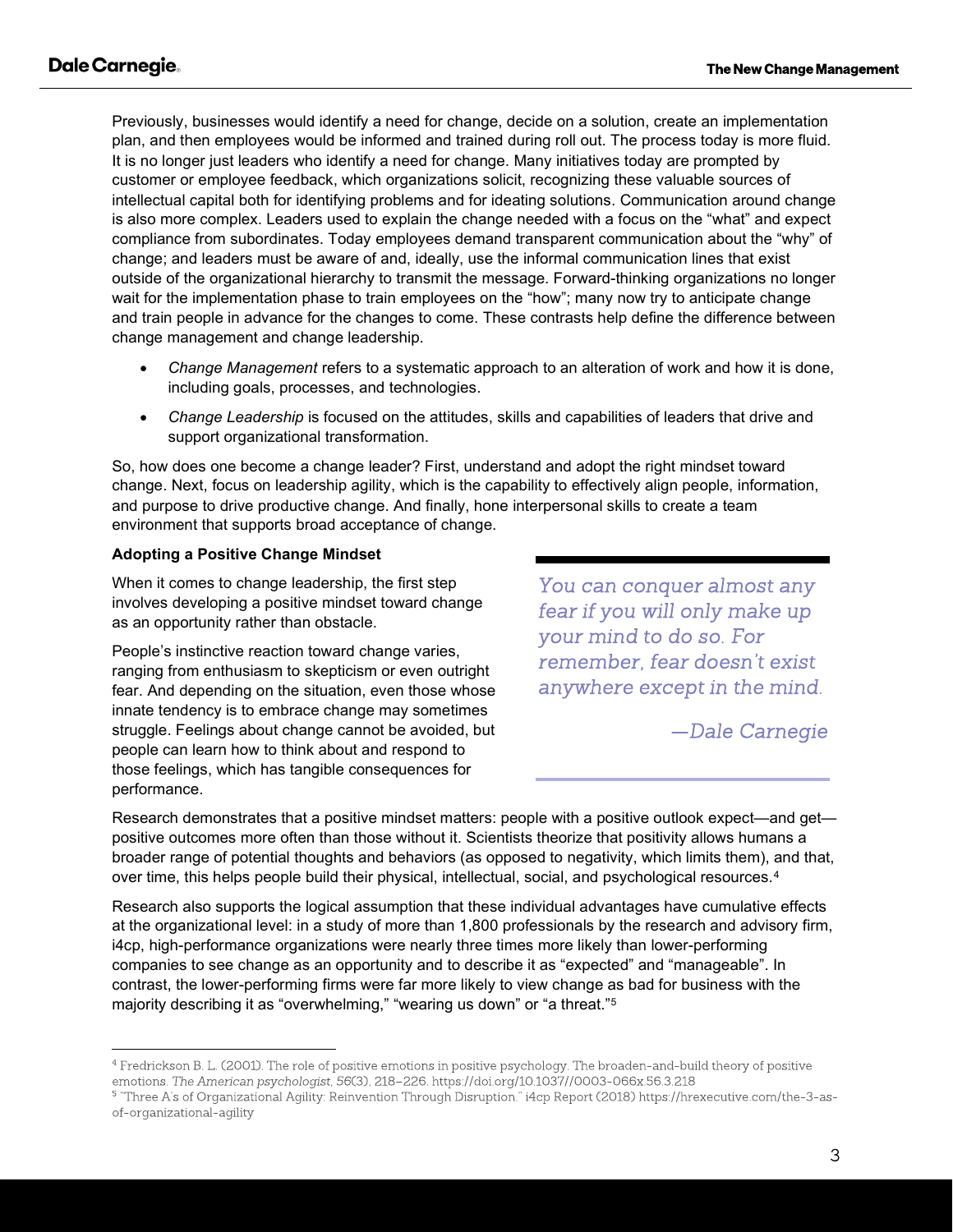Previously, businesses would identify a need for change, decide on a solution, create an implementation plan, and then employees would be informed and trained during roll out. The process today is more fluid. It is no longer just leaders who identify a need for change. Many initiatives today are prompted by customer or employee feedback, which organizations solicit, recognizing these valuable sources of intellectual capital both for identifying problems and for ideating solutions. Communication around change is also more complex. Leaders used to explain the change needed with a focus on the "what" and expect compliance from subordinates. Today employees demand transparent communication about the "why" of change; and leaders must be aware of and, ideally, use the informal communication lines that exist outside of the organizational hierarchy to transmit the message. Forward-thinking organizations no longer wait for the implementation phase to train employees on the "how"; many now try to anticipate change and train people in advance for the changes to come. These contrasts help define the difference between change management and change leadership.

- *Change Management* refers to a systematic approach to an alteration of work and how it is done, including goals, processes, and technologies.
- *Change Leadership* is focused on the attitudes, skills and capabilities of leaders that drive and support organizational transformation.

So, how does one become a change leader? First, understand and adopt the right mindset toward change. Next, focus on leadership agility, which is the capability to effectively align people, information, and purpose to drive productive change. And finally, hone interpersonal skills to create a team environment that supports broad acceptance of change.

**Adopting a Positive Change Mindset**

When it comes to change leadership, the first step involves developing a positive mindset toward change as an opportunity rather than obstacle.

People's instinctive reaction toward change varies, ranging from enthusiasm to skepticism or even outright fear. And depending on the situation, even those whose innate tendency is to embrace change may sometimes struggle. Feelings about change cannot be avoided, but people can learn how to think about and respond to those feelings, which has tangible consequences for performance.

> *You can conquer almost any fear if you will only make up your mind to do so. For remember, fear doesn't exist anywhere except in the mind.*
>
> *—Dale Carnegie*

Research demonstrates that a positive mindset matters: people with a positive outlook expect—and get—positive outcomes more often than those without it. Scientists theorize that positivity allows humans a broader range of potential thoughts and behaviors (as opposed to negativity, which limits them), and that, over time, this helps people build their physical, intellectual, social, and psychological resources.[4]

Research also supports the logical assumption that these individual advantages have cumulative effects at the organizational level: in a study of more than 1,800 professionals by the research and advisory firm, i4cp, high-performance organizations were nearly three times more likely than lower-performing companies to see change as an opportunity and to describe it as "expected" and "manageable". In contrast, the lower-performing firms were far more likely to view change as bad for business with the majority describing it as "overwhelming," "wearing us down" or "a threat."[5]

---

[4] Fredrickson B. L. (2001). The role of positive emotions in positive psychology. The broaden-and-build theory of positive emotions. *The American psychologist*, *56*(3), 218–226. https://doi.org/10.1037//0003-066x.56.3.218

[5] "Three A's of Organizational Agility: Reinvention Through Disruption." i4cp Report (2018) https://hrexecutive.com/the-3-as-of-organizational-agility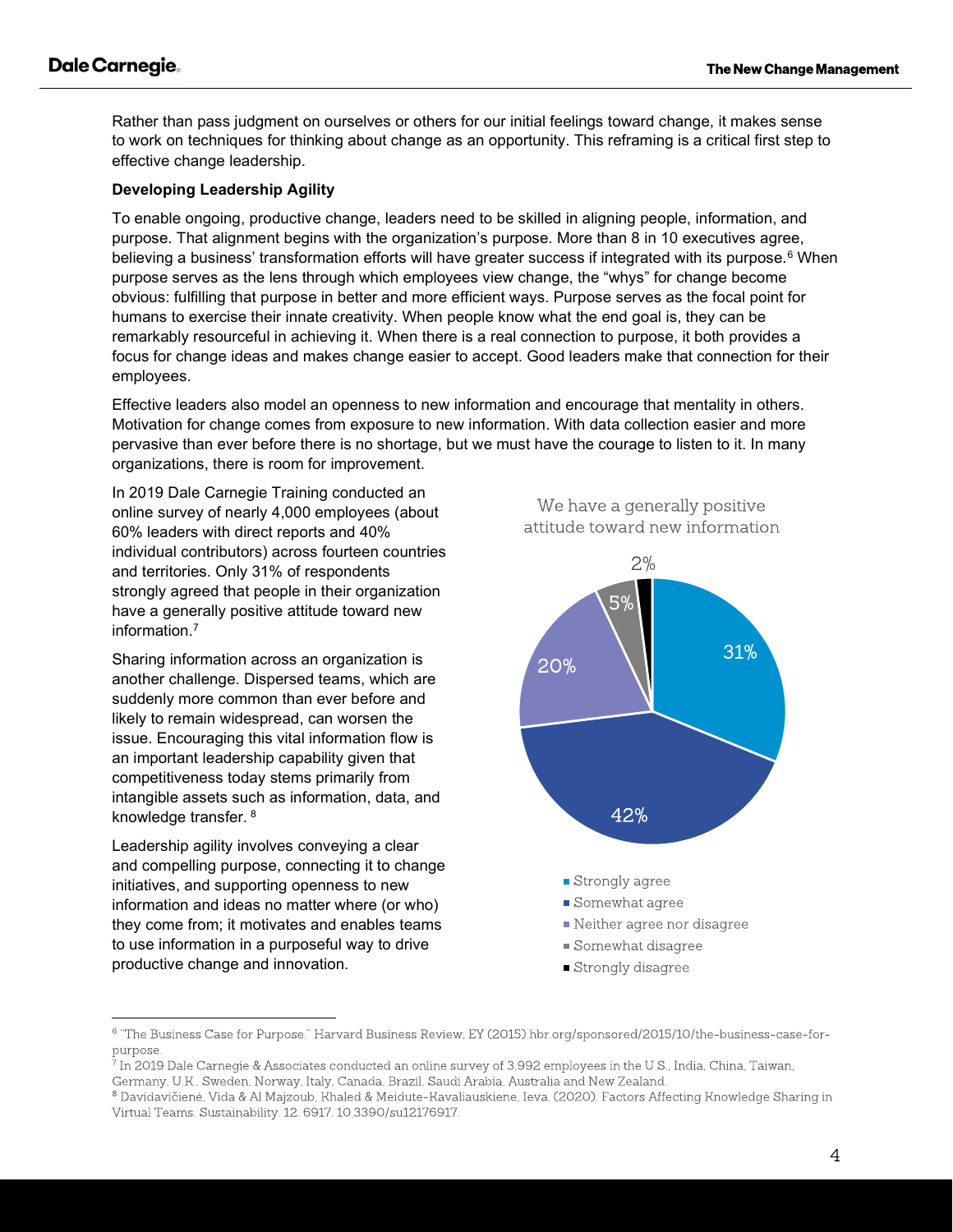Rather than pass judgment on ourselves or others for our initial feelings toward change, it makes sense to work on techniques for thinking about change as an opportunity. This reframing is a critical first step to effective change leadership.

**Developing Leadership Agility**

To enable ongoing, productive change, leaders need to be skilled in aligning people, information, and purpose. That alignment begins with the organization's purpose. More than 8 in 10 executives agree, believing a business' transformation efforts will have greater success if integrated with its purpose.[6] When purpose serves as the lens through which employees view change, the "whys" for change become obvious: fulfilling that purpose in better and more efficient ways. Purpose serves as the focal point for humans to exercise their innate creativity. When people know what the end goal is, they can be remarkably resourceful in achieving it. When there is a real connection to purpose, it both provides a focus for change ideas and makes change easier to accept. Good leaders make that connection for their employees.

Effective leaders also model an openness to new information and encourage that mentality in others. Motivation for change comes from exposure to new information. With data collection easier and more pervasive than ever before there is no shortage, but we must have the courage to listen to it. In many organizations, there is room for improvement.

In 2019 Dale Carnegie Training conducted an online survey of nearly 4,000 employees (about 60% leaders with direct reports and 40% individual contributors) across fourteen countries and territories. Only 31% of respondents strongly agreed that people in their organization have a generally positive attitude toward new information.[7]

Sharing information across an organization is another challenge. Dispersed teams, which are suddenly more common than ever before and likely to remain widespread, can worsen the issue. Encouraging this vital information flow is an important leadership capability given that competitiveness today stems primarily from intangible assets such as information, data, and knowledge transfer.[8]

Leadership agility involves conveying a clear and compelling purpose, connecting it to change initiatives, and supporting openness to new information and ideas no matter where (or who) they come from; it motivates and enables teams to use information in a purposeful way to drive productive change and innovation.

We have a generally positive attitude toward new information

| Response | Percentage |
| --- | --- |
| Strongly agree | 31% |
| Somewhat agree | 42% |
| Neither agree nor disagree | 20% |
| Somewhat disagree | 5% |
| Strongly disagree | 2% |

---

[6] "The Business Case for Purpose." Harvard Business Review, EY (2015) hbr.org/sponsored/2015/10/the-business-case-for-purpose.

[7] In 2019 Dale Carnegie & Associates conducted an online survey of 3,992 employees in the U.S., India, China, Taiwan, Germany, U.K., Sweden, Norway, Italy, Canada, Brazil, Saudi Arabia, Australia and New Zealand.

[8] Davidavičienė, Vida & Al Majzoub, Khaled & Meidute-Kavaliauskiene, Ieva. (2020). Factors Affecting Knowledge Sharing in Virtual Teams. Sustainability. 12. 6917. 10.3390/su12176917.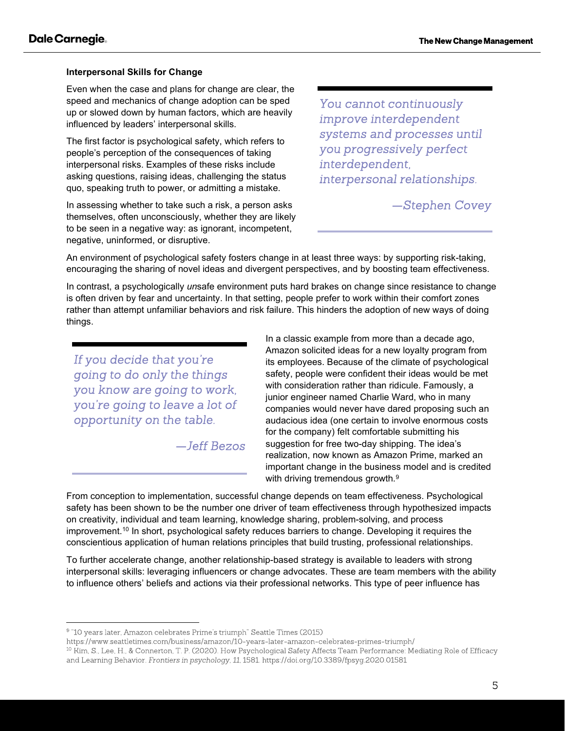### Interpersonal Skills for Change

Even when the case and plans for change are clear, the speed and mechanics of change adoption can be sped up or slowed down by human factors, which are heavily influenced by leaders' interpersonal skills.

The first factor is psychological safety, which refers to people's perception of the consequences of taking interpersonal risks. Examples of these risks include asking questions, raising ideas, challenging the status quo, speaking truth to power, or admitting a mistake.

In assessing whether to take such a risk, a person asks themselves, often unconsciously, whether they are likely to be seen in a negative way: as ignorant, incompetent, negative, uninformed, or disruptive.

> *You cannot continuously improve interdependent systems and processes until you progressively perfect interdependent, interpersonal relationships.*
>
> *—Stephen Covey*

An environment of psychological safety fosters change in at least three ways: by supporting risk-taking, encouraging the sharing of novel ideas and divergent perspectives, and by boosting team effectiveness.

In contrast, a psychologically *un*safe environment puts hard brakes on change since resistance to change is often driven by fear and uncertainty. In that setting, people prefer to work within their comfort zones rather than attempt unfamiliar behaviors and risk failure. This hinders the adoption of new ways of doing things.

> *If you decide that you're going to do only the things you know are going to work, you're going to leave a lot of opportunity on the table.*
>
> *—Jeff Bezos*

In a classic example from more than a decade ago, Amazon solicited ideas for a new loyalty program from its employees. Because of the climate of psychological safety, people were confident their ideas would be met with consideration rather than ridicule. Famously, a junior engineer named Charlie Ward, who in many companies would never have dared proposing such an audacious idea (one certain to involve enormous costs for the company) felt comfortable submitting his suggestion for free two-day shipping. The idea's realization, now known as Amazon Prime, marked an important change in the business model and is credited with driving tremendous growth.[9]

From conception to implementation, successful change depends on team effectiveness. Psychological safety has been shown to be the number one driver of team effectiveness through hypothesized impacts on creativity, individual and team learning, knowledge sharing, problem-solving, and process improvement.[10] In short, psychological safety reduces barriers to change. Developing it requires the conscientious application of human relations principles that build trusting, professional relationships.

To further accelerate change, another relationship-based strategy is available to leaders with strong interpersonal skills: leveraging influencers or change advocates. These are team members with the ability to influence others' beliefs and actions via their professional networks. This type of peer influence has

---

[9] "10 years later, Amazon celebrates Prime's triumph" Seattle Times (2015) https://www.seattletimes.com/business/amazon/10-years-later-amazon-celebrates-primes-triumph/

[10] Kim, S., Lee, H., & Connerton, T. P. (2020). How Psychological Safety Affects Team Performance: Mediating Role of Efficacy and Learning Behavior. *Frontiers in psychology*, *11*, 1581. https://doi.org/10.3389/fpsyg.2020.01581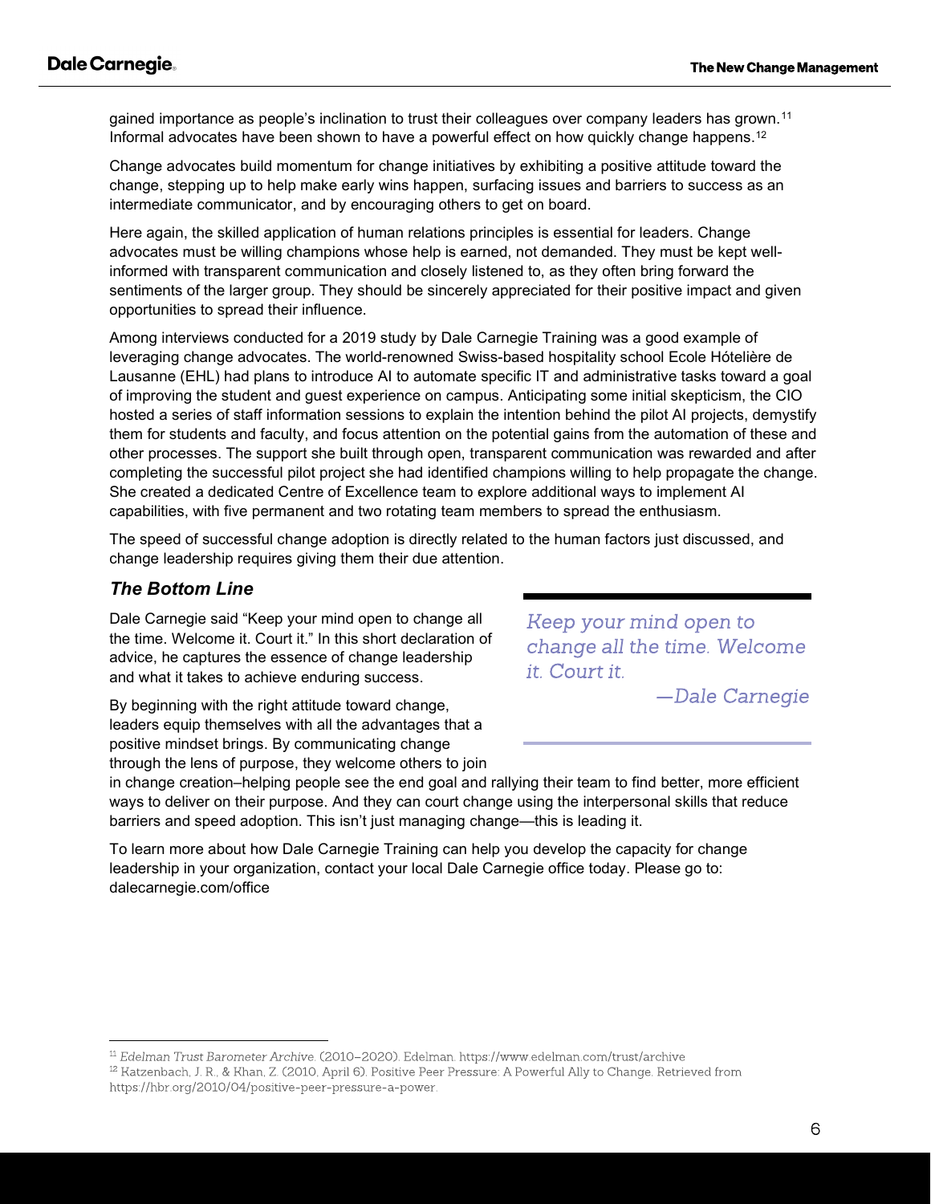gained importance as people's inclination to trust their colleagues over company leaders has grown.[11] Informal advocates have been shown to have a powerful effect on how quickly change happens.[12]

Change advocates build momentum for change initiatives by exhibiting a positive attitude toward the change, stepping up to help make early wins happen, surfacing issues and barriers to success as an intermediate communicator, and by encouraging others to get on board.

Here again, the skilled application of human relations principles is essential for leaders. Change advocates must be willing champions whose help is earned, not demanded. They must be kept well-informed with transparent communication and closely listened to, as they often bring forward the sentiments of the larger group. They should be sincerely appreciated for their positive impact and given opportunities to spread their influence.

Among interviews conducted for a 2019 study by Dale Carnegie Training was a good example of leveraging change advocates. The world-renowned Swiss-based hospitality school Ecole Hótelière de Lausanne (EHL) had plans to introduce AI to automate specific IT and administrative tasks toward a goal of improving the student and guest experience on campus. Anticipating some initial skepticism, the CIO hosted a series of staff information sessions to explain the intention behind the pilot AI projects, demystify them for students and faculty, and focus attention on the potential gains from the automation of these and other processes. The support she built through open, transparent communication was rewarded and after completing the successful pilot project she had identified champions willing to help propagate the change. She created a dedicated Centre of Excellence team to explore additional ways to implement AI capabilities, with five permanent and two rotating team members to spread the enthusiasm.

The speed of successful change adoption is directly related to the human factors just discussed, and change leadership requires giving them their due attention.

### *The Bottom Line*

Dale Carnegie said "Keep your mind open to change all the time. Welcome it. Court it." In this short declaration of advice, he captures the essence of change leadership and what it takes to achieve enduring success.

> *Keep your mind open to change all the time. Welcome it. Court it.*
>
> *—Dale Carnegie*

By beginning with the right attitude toward change, leaders equip themselves with all the advantages that a positive mindset brings. By communicating change through the lens of purpose, they welcome others to join in change creation–helping people see the end goal and rallying their team to find better, more efficient ways to deliver on their purpose. And they can court change using the interpersonal skills that reduce barriers and speed adoption. This isn't just managing change—this is leading it.

To learn more about how Dale Carnegie Training can help you develop the capacity for change leadership in your organization, contact your local Dale Carnegie office today. Please go to: dalecarnegie.com/office

---

[11] *Edelman Trust Barometer Archive*. (2010–2020). Edelman. https://www.edelman.com/trust/archive

[12] Katzenbach, J. R., & Khan, Z. (2010, April 6). Positive Peer Pressure: A Powerful Ally to Change. Retrieved from https://hbr.org/2010/04/positive-peer-pressure-a-power.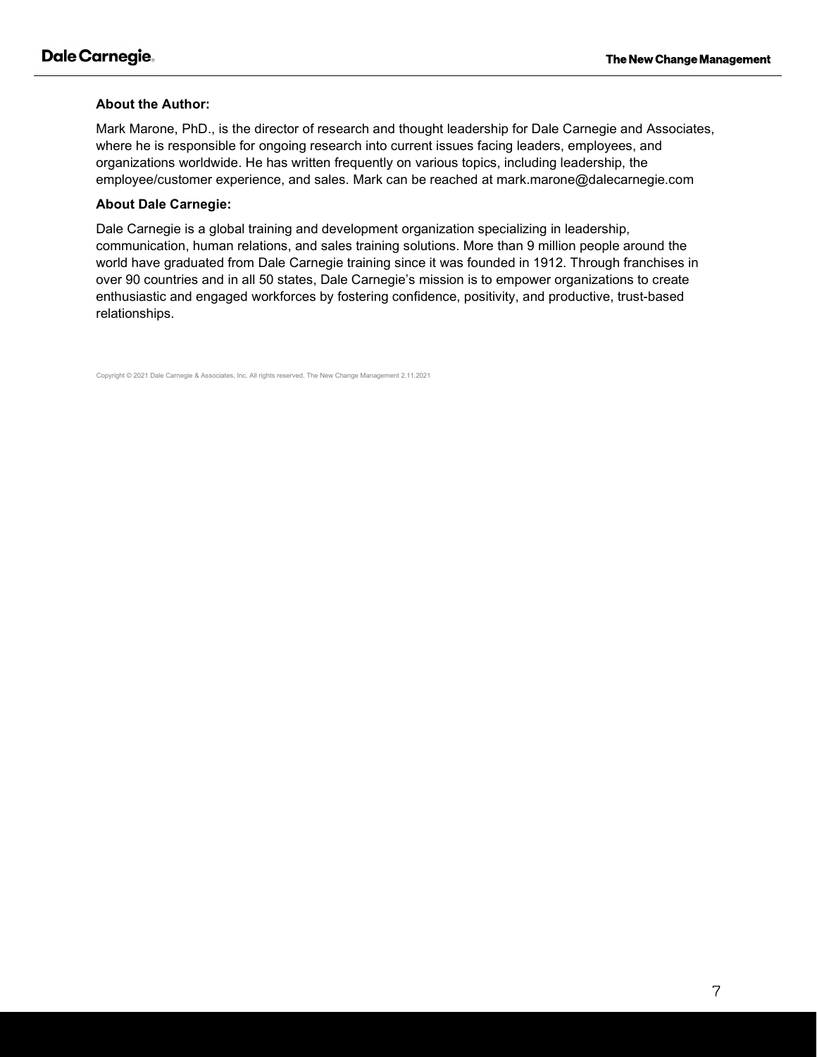**About the Author:**

Mark Marone, PhD., is the director of research and thought leadership for Dale Carnegie and Associates, where he is responsible for ongoing research into current issues facing leaders, employees, and organizations worldwide. He has written frequently on various topics, including leadership, the employee/customer experience, and sales. Mark can be reached at mark.marone@dalecarnegie.com

**About Dale Carnegie:**

Dale Carnegie is a global training and development organization specializing in leadership, communication, human relations, and sales training solutions. More than 9 million people around the world have graduated from Dale Carnegie training since it was founded in 1912. Through franchises in over 90 countries and in all 50 states, Dale Carnegie's mission is to empower organizations to create enthusiastic and engaged workforces by fostering confidence, positivity, and productive, trust-based relationships.

Copyright © 2021 Dale Carnegie & Associates, Inc. All rights reserved. The New Change Management 2.11.2021